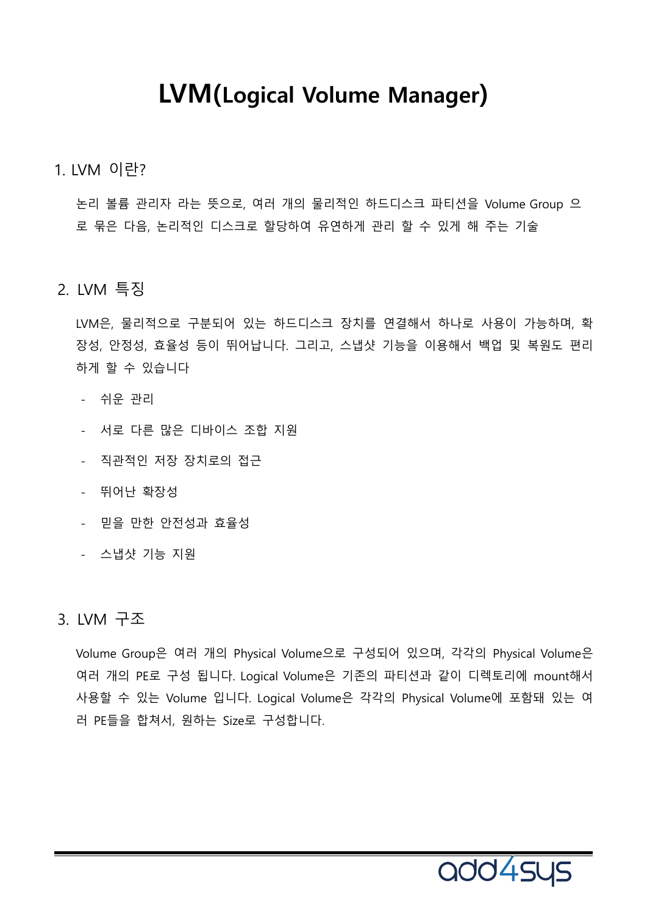# LVM(Logical Volume Manager)

## 1. LVM 이란?

논리 볼륨 관리자 라는 뜻으로, 여러 개의 물리적인 하드디스크 파티션을 Volume Group 으로 묶은 다음, 논리적인 디스크로 할당하여 유연하게 관리 할 수 있게 해 주는 기술

## 2. LVM 특징

LVM은, 물리적으로 구분되어 있는 하드디스크 장치를 연결해서 하나로 사용이 가능하며, 확장성, 안정성, 효율성 등이 뛰어납니다. 그리고, 스냅샷 기능을 이용해서 백업 및 복원도 편리하게 할 수 있습니다

- 쉬운 관리
- 서로 다른 많은 디바이스 조합 지원
- 직관적인 저장 장치로의 접근
- 뛰어난 확장성
- 믿을 만한 안전성과 효율성
- 스냅샷 기능 지원

## 3. LVM 구조

Volume Group은 여러 개의 Physical Volume으로 구성되어 있으며, 각각의 Physical Volume은 여러 개의 PE로 구성 됩니다. Logical Volume은 기존의 파티션과 같이 디렉토리에 mount해서 사용할 수 있는 Volume 입니다. Logical Volume은 각각의 Physical Volume에 포함돼 있는 여러 PE들을 합쳐서, 원하는 Size로 구성합니다.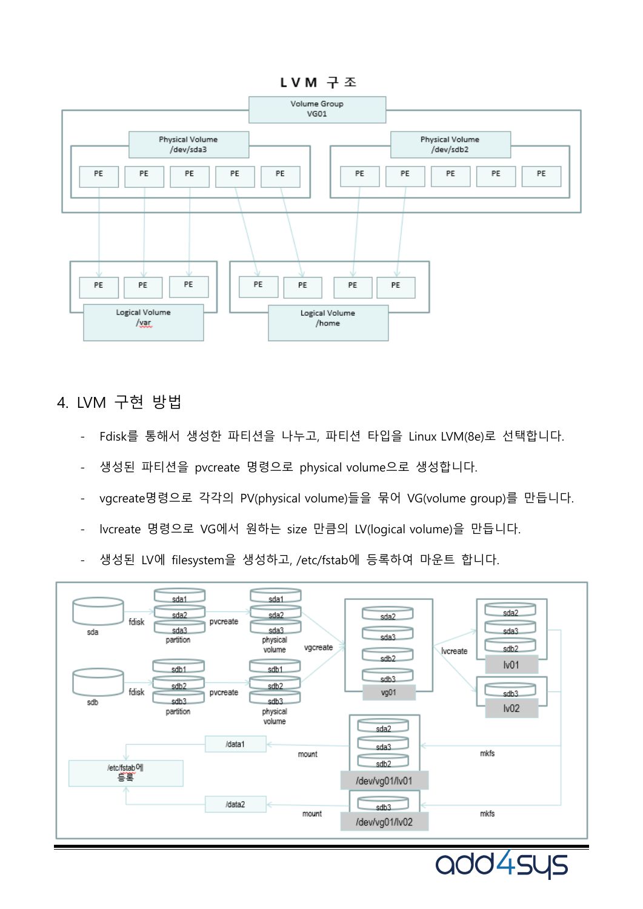**LVM 구조**

Volume Group
VG01

Physical Volume
/dev/sda3

Physical Volume
/dev/sdb2

PE PE PE PE PE

PE PE PE PE PE

PE PE PE

PE PE PE PE

Logical Volume
/var

Logical Volume
/home

## 4. LVM 구현 방법

- Fdisk를 통해서 생성한 파티션을 나누고, 파티션 타입을 Linux LVM(8e)로 선택합니다.
- 생성된 파티션을 pvcreate 명령으로 physical volume으로 생성합니다.
- vgcreate명령으로 각각의 PV(physical volume)들을 묶어 VG(volume group)를 만듭니다.
- lvcreate 명령으로 VG에서 원하는 size 만큼의 LV(logical volume)을 만듭니다.
- 생성된 LV에 filesystem을 생성하고, /etc/fstab에 등록하여 마운트 합니다.

sda
fdisk
sda1
sda2
sda3
partition
pvcreate
sda1
sda2
sda3
physical volume

sdb
fdisk
sdb1
sdb2
sdb3
partition
pvcreate
sdb1
sdb2
sdb3
physical volume

vgcreate
sda2
sda3
sdb2
sdb3
vg01

lvcreate
sda2
sda3
sdb2
lv01
sdb3
lv02

/data1
/etc/fstab에 등록
/data2
mount
mount
sda2
sda3
sdb2
/dev/vg01/lv01
sdb3
/dev/vg01/lv02
mkfs
mkfs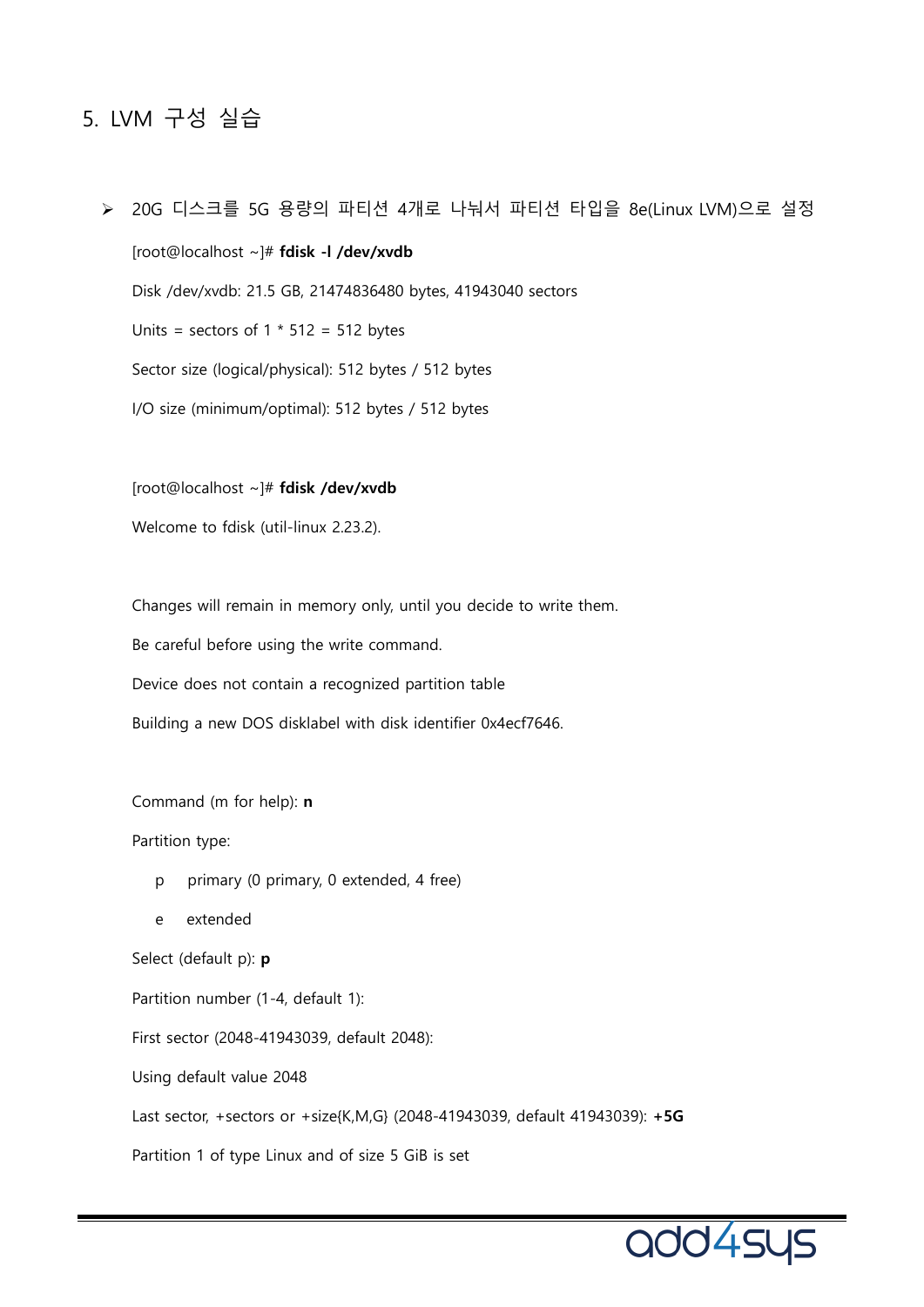# 5. LVM 구성 실습

- 20G 디스크를 5G 용량의 파티션 4개로 나눠서 파티션 타입을 8e(Linux LVM)으로 설정

```
[root@localhost ~]# fdisk -l /dev/xvdb

Disk /dev/xvdb: 21.5 GB, 21474836480 bytes, 41943040 sectors

Units = sectors of 1 * 512 = 512 bytes

Sector size (logical/physical): 512 bytes / 512 bytes

I/O size (minimum/optimal): 512 bytes / 512 bytes


[root@localhost ~]# fdisk /dev/xvdb

Welcome to fdisk (util-linux 2.23.2).


Changes will remain in memory only, until you decide to write them.

Be careful before using the write command.

Device does not contain a recognized partition table

Building a new DOS disklabel with disk identifier 0x4ecf7646.


Command (m for help): n

Partition type:

   p   primary (0 primary, 0 extended, 4 free)

   e   extended

Select (default p): p

Partition number (1-4, default 1):

First sector (2048-41943039, default 2048):

Using default value 2048

Last sector, +sectors or +size{K,M,G} (2048-41943039, default 41943039): +5G

Partition 1 of type Linux and of size 5 GiB is set
```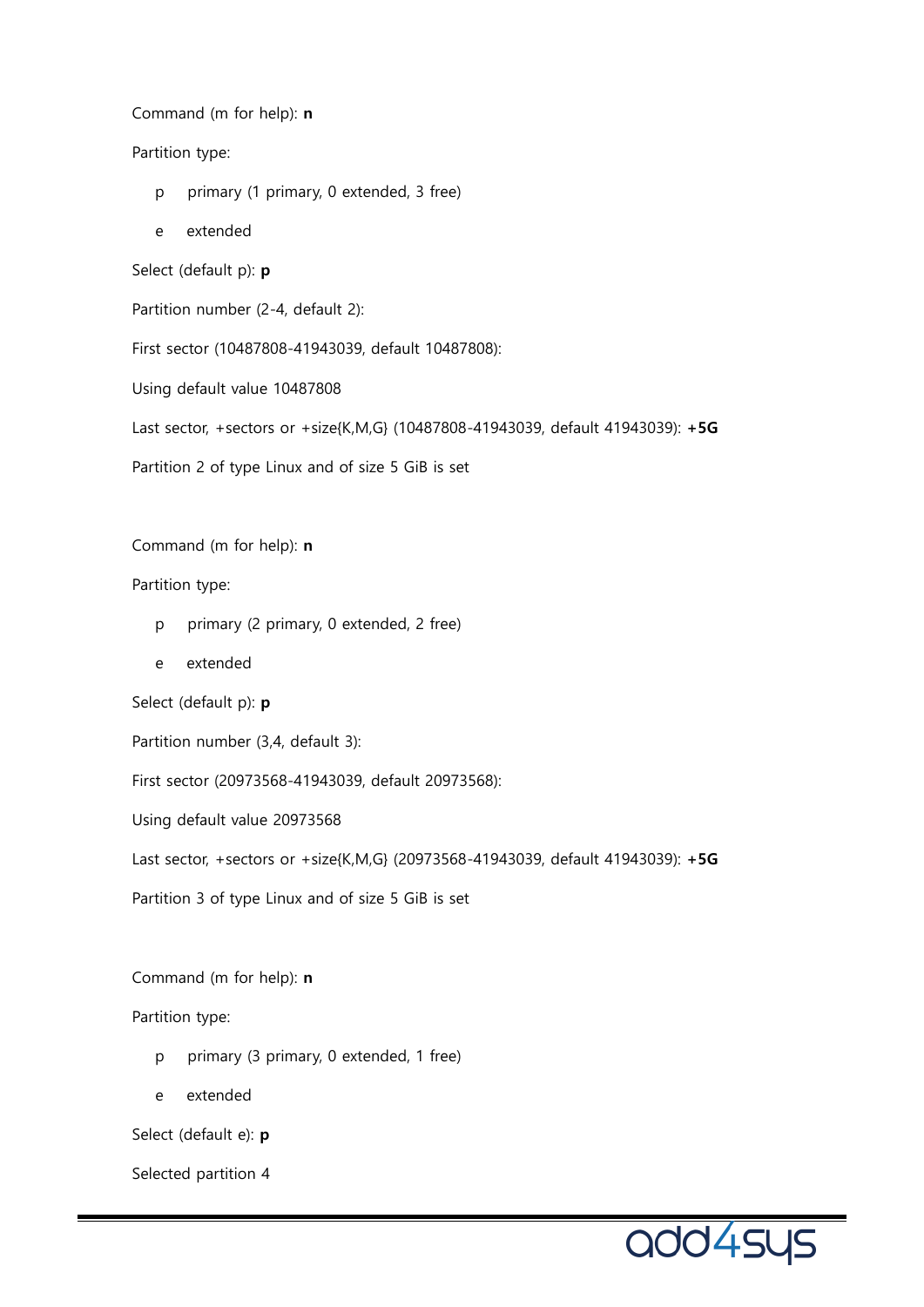Command (m for help): **n**

Partition type:

   p    primary (1 primary, 0 extended, 3 free)

   e    extended

Select (default p): **p**

Partition number (2-4, default 2):

First sector (10487808-41943039, default 10487808):

Using default value 10487808

Last sector, +sectors or +size{K,M,G} (10487808-41943039, default 41943039): **+5G**

Partition 2 of type Linux and of size 5 GiB is set

Command (m for help): **n**

Partition type:

   p    primary (2 primary, 0 extended, 2 free)

   e    extended

Select (default p): **p**

Partition number (3,4, default 3):

First sector (20973568-41943039, default 20973568):

Using default value 20973568

Last sector, +sectors or +size{K,M,G} (20973568-41943039, default 41943039): **+5G**

Partition 3 of type Linux and of size 5 GiB is set

Command (m for help): **n**

Partition type:

   p    primary (3 primary, 0 extended, 1 free)

   e    extended

Select (default e): **p**

Selected partition 4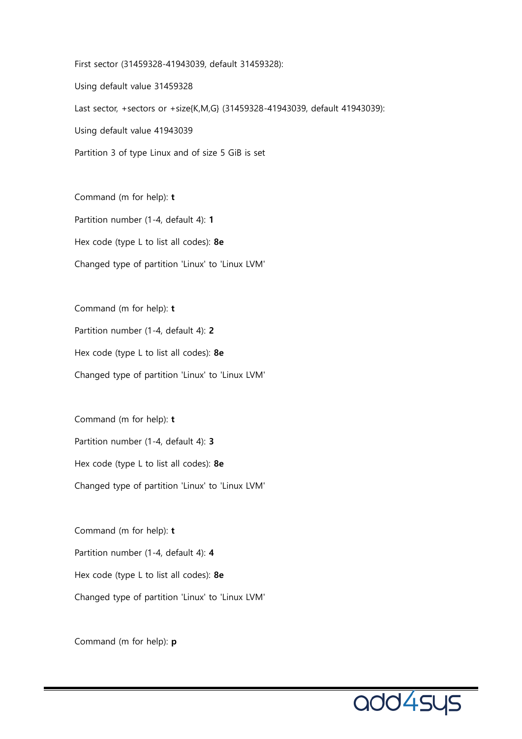First sector (31459328-41943039, default 31459328):

Using default value 31459328

Last sector, +sectors or +size{K,M,G} (31459328-41943039, default 41943039):

Using default value 41943039

Partition 3 of type Linux and of size 5 GiB is set

Command (m for help): **t**

Partition number (1-4, default 4): **1**

Hex code (type L to list all codes): **8e**

Changed type of partition 'Linux' to 'Linux LVM'

Command (m for help): **t**

Partition number (1-4, default 4): **2**

Hex code (type L to list all codes): **8e**

Changed type of partition 'Linux' to 'Linux LVM'

Command (m for help): **t**

Partition number (1-4, default 4): **3**

Hex code (type L to list all codes): **8e**

Changed type of partition 'Linux' to 'Linux LVM'

Command (m for help): **t**

Partition number (1-4, default 4): **4**

Hex code (type L to list all codes): **8e**

Changed type of partition 'Linux' to 'Linux LVM'

Command (m for help): **p**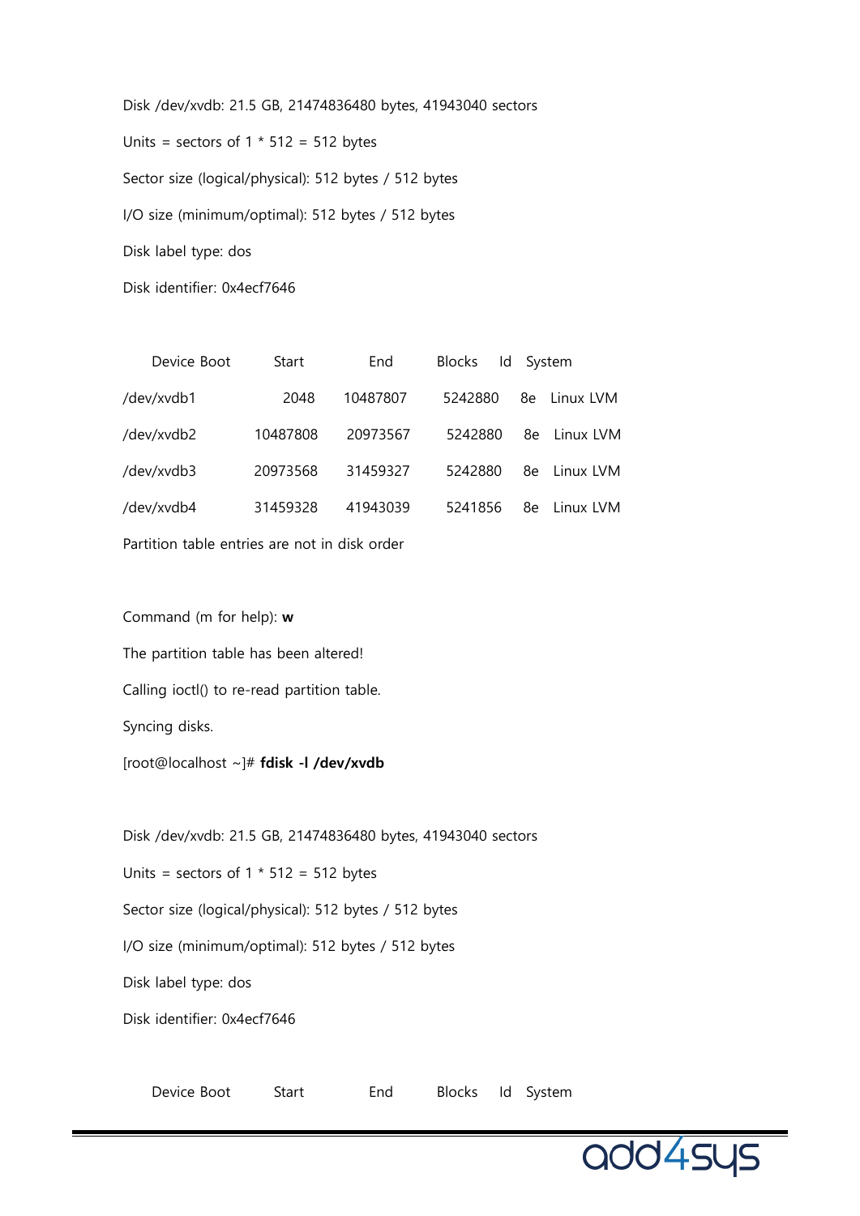```
Disk /dev/xvdb: 21.5 GB, 21474836480 bytes, 41943040 sectors

Units = sectors of 1 * 512 = 512 bytes

Sector size (logical/physical): 512 bytes / 512 bytes

I/O size (minimum/optimal): 512 bytes / 512 bytes

Disk label type: dos

Disk identifier: 0x4ecf7646


    Device Boot      Start         End      Blocks   Id  System

/dev/xvdb1            2048    10487807     5242880   8e  Linux LVM

/dev/xvdb2        10487808    20973567     5242880   8e  Linux LVM

/dev/xvdb3        20973568    31459327     5242880   8e  Linux LVM

/dev/xvdb4        31459328    41943039     5241856   8e  Linux LVM

Partition table entries are not in disk order


Command (m for help): w

The partition table has been altered!

Calling ioctl() to re-read partition table.

Syncing disks.

[root@localhost ~]# fdisk -l /dev/xvdb


Disk /dev/xvdb: 21.5 GB, 21474836480 bytes, 41943040 sectors

Units = sectors of 1 * 512 = 512 bytes

Sector size (logical/physical): 512 bytes / 512 bytes

I/O size (minimum/optimal): 512 bytes / 512 bytes

Disk label type: dos

Disk identifier: 0x4ecf7646


    Device Boot      Start         End      Blocks   Id  System
```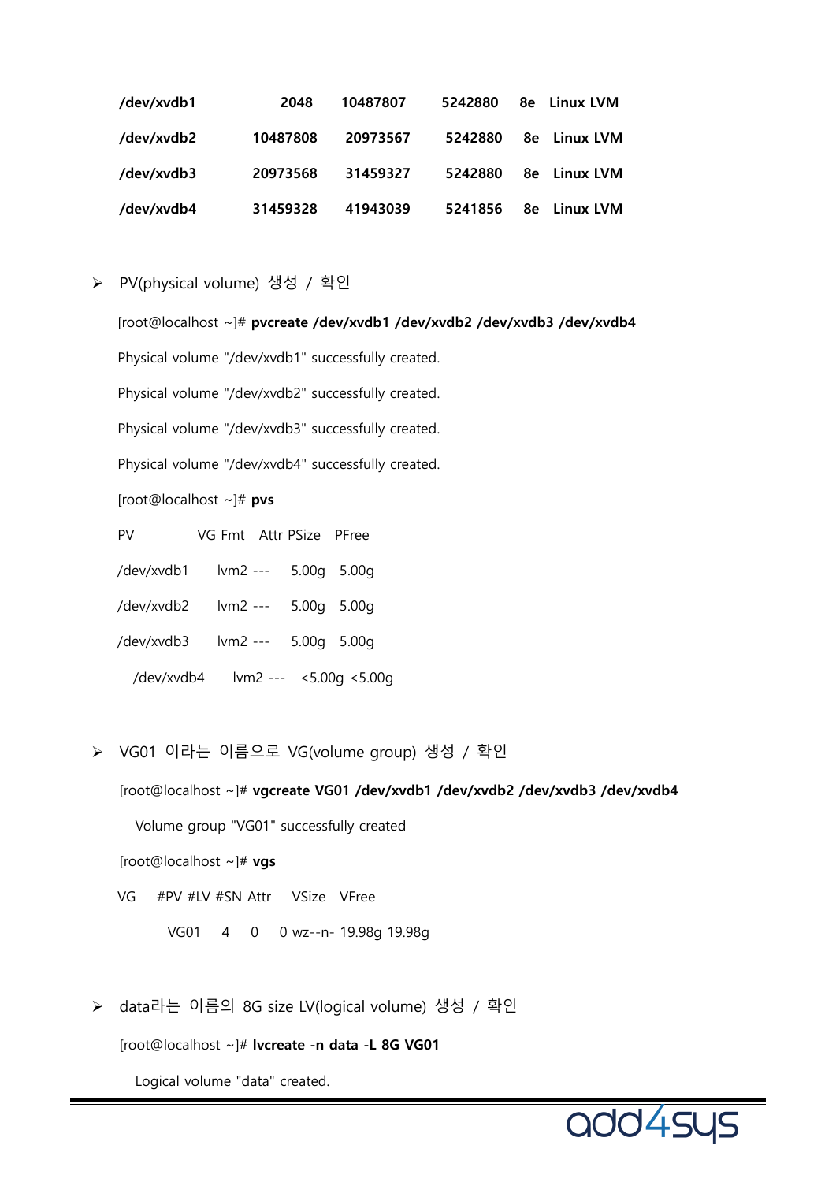```
/dev/xvdb1          2048    10487807     5242880   8e  Linux LVM
/dev/xvdb2      10487808    20973567     5242880   8e  Linux LVM
/dev/xvdb3      20973568    31459327     5242880   8e  Linux LVM
/dev/xvdb4      31459328    41943039     5241856   8e  Linux LVM
```

- PV(physical volume) 생성 / 확인

```
[root@localhost ~]# pvcreate /dev/xvdb1 /dev/xvdb2 /dev/xvdb3 /dev/xvdb4
Physical volume "/dev/xvdb1" successfully created.
Physical volume "/dev/xvdb2" successfully created.
Physical volume "/dev/xvdb3" successfully created.
Physical volume "/dev/xvdb4" successfully created.
[root@localhost ~]# pvs
PV         VG Fmt  Attr PSize  PFree
/dev/xvdb1    lvm2 ---   5.00g  5.00g
/dev/xvdb2    lvm2 ---   5.00g  5.00g
/dev/xvdb3    lvm2 ---   5.00g  5.00g
/dev/xvdb4    lvm2 ---  <5.00g <5.00g
```

- VG01 이라는 이름으로 VG(volume group) 생성 / 확인

```
[root@localhost ~]# vgcreate VG01 /dev/xvdb1 /dev/xvdb2 /dev/xvdb3 /dev/xvdb4
  Volume group "VG01" successfully created
[root@localhost ~]# vgs
VG   #PV #LV #SN Attr   VSize  VFree
  VG01   4   0   0 wz--n- 19.98g 19.98g
```

- data라는 이름의 8G size LV(logical volume) 생성 / 확인

```
[root@localhost ~]# lvcreate -n data -L 8G VG01
  Logical volume "data" created.
```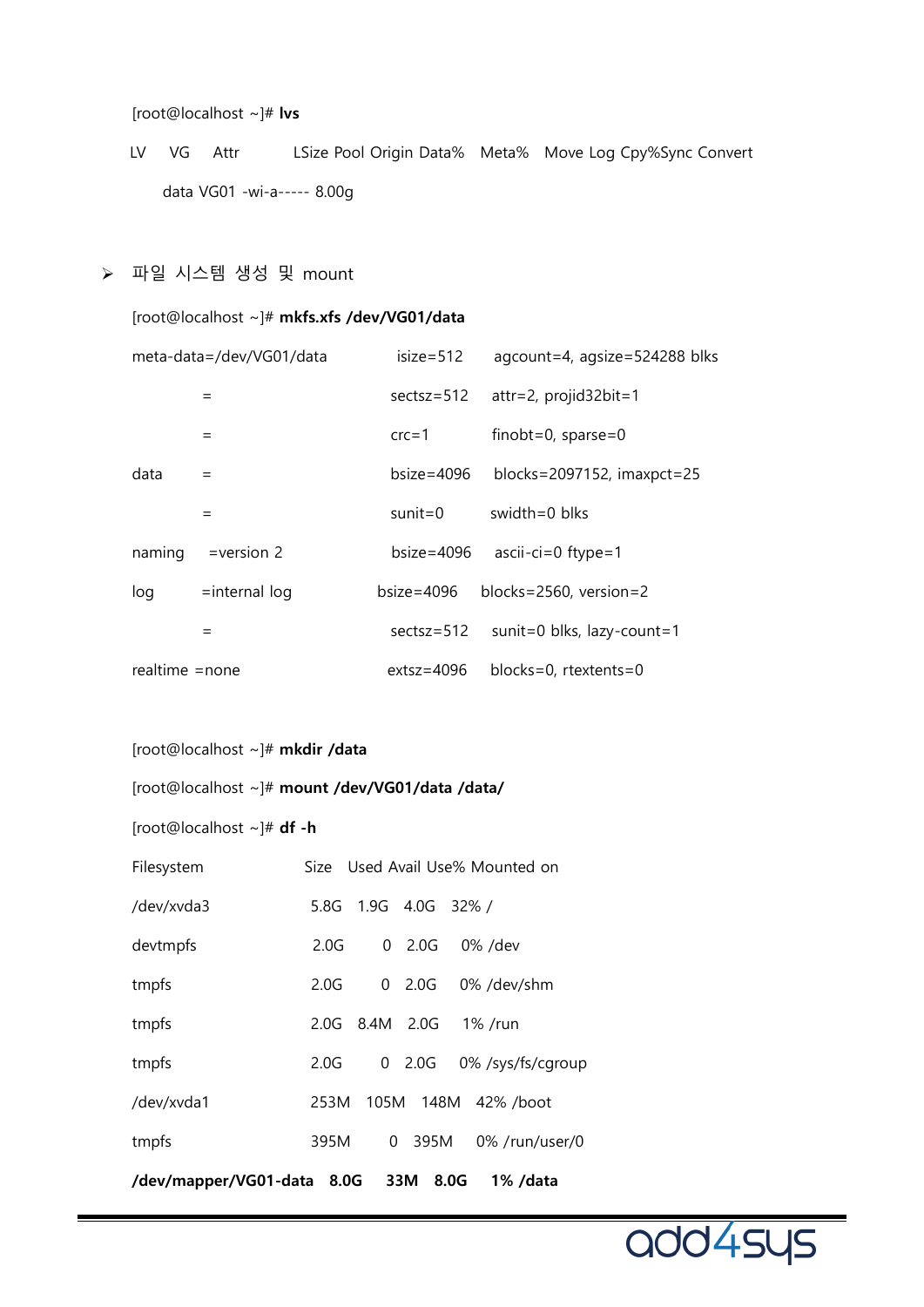```
[root@localhost ~]# lvs
  LV   VG   Attr       LSize Pool Origin Data%  Meta%  Move Log Cpy%Sync Convert
  data VG01 -wi-a----- 8.00g
```

- 파일 시스템 생성 및 mount

```
[root@localhost ~]# mkfs.xfs /dev/VG01/data
meta-data=/dev/VG01/data         isize=512    agcount=4, agsize=524288 blks
         =                       sectsz=512   attr=2, projid32bit=1
         =                       crc=1        finobt=0, sparse=0
data     =                       bsize=4096   blocks=2097152, imaxpct=25
         =                       sunit=0      swidth=0 blks
naming   =version 2              bsize=4096   ascii-ci=0 ftype=1
log      =internal log           bsize=4096   blocks=2560, version=2
         =                       sectsz=512   sunit=0 blks, lazy-count=1
realtime =none                   extsz=4096   blocks=0, rtextents=0

[root@localhost ~]# mkdir /data
[root@localhost ~]# mount /dev/VG01/data /data/
[root@localhost ~]# df -h
Filesystem              Size  Used Avail Use% Mounted on
/dev/xvda3              5.8G  1.9G  4.0G  32% /
devtmpfs                2.0G     0  2.0G   0% /dev
tmpfs                   2.0G     0  2.0G   0% /dev/shm
tmpfs                   2.0G  8.4M  2.0G   1% /run
tmpfs                   2.0G     0  2.0G   0% /sys/fs/cgroup
/dev/xvda1              253M  105M  148M  42% /boot
tmpfs                   395M     0  395M   0% /run/user/0
/dev/mapper/VG01-data   8.0G   33M  8.0G   1% /data
```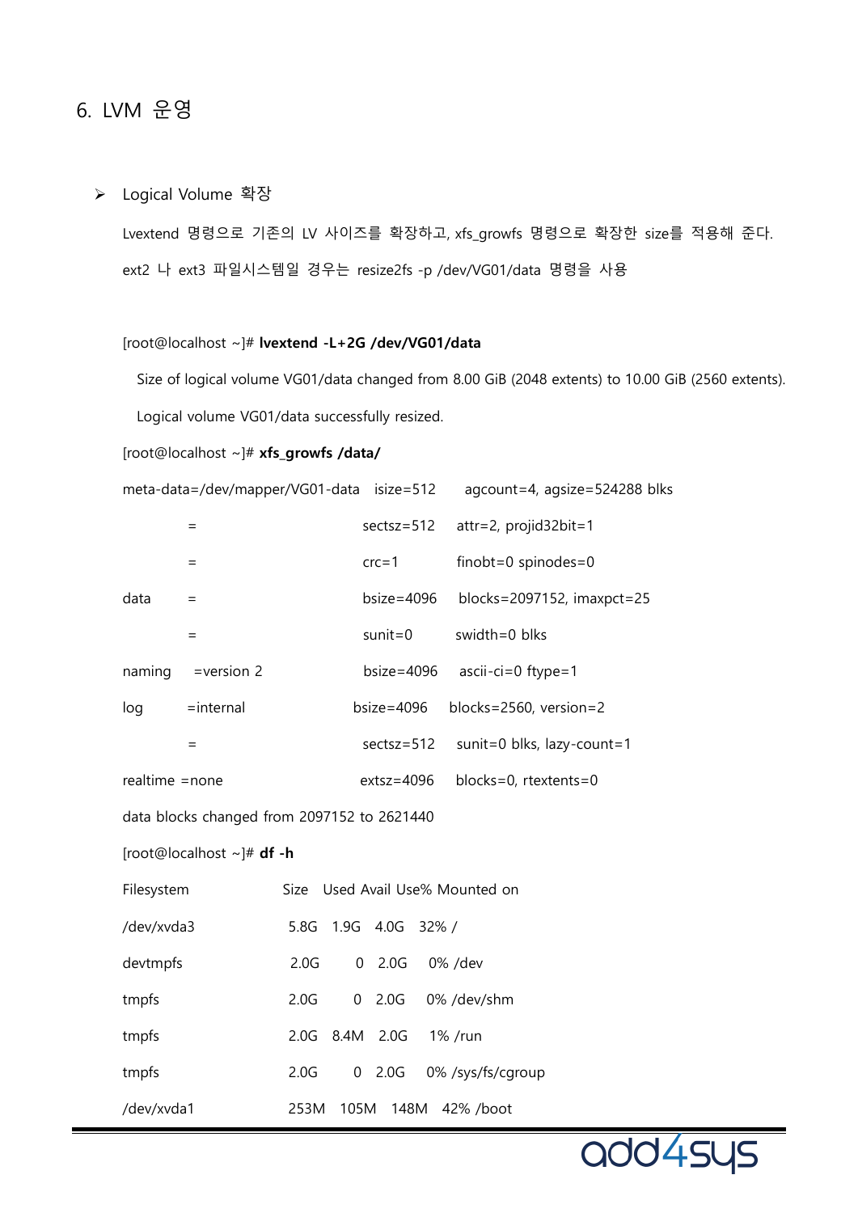# 6. LVM 운영

➢ Logical Volume 확장

Lvextend 명령으로 기존의 LV 사이즈를 확장하고, xfs_growfs 명령으로 확장한 size를 적용해 준다.

ext2 나 ext3 파일시스템일 경우는 resize2fs -p /dev/VG01/data 명령을 사용

```
[root@localhost ~]# lvextend -L+2G /dev/VG01/data
  Size of logical volume VG01/data changed from 8.00 GiB (2048 extents) to 10.00 GiB (2560 extents).
  Logical volume VG01/data successfully resized.
[root@localhost ~]# xfs_growfs /data/
meta-data=/dev/mapper/VG01-data   isize=512    agcount=4, agsize=524288 blks
         =                       sectsz=512   attr=2, projid32bit=1
         =                       crc=1        finobt=0 spinodes=0
data     =                       bsize=4096   blocks=2097152, imaxpct=25
         =                       sunit=0      swidth=0 blks
naming   =version 2              bsize=4096   ascii-ci=0 ftype=1
log      =internal               bsize=4096   blocks=2560, version=2
         =                       sectsz=512   sunit=0 blks, lazy-count=1
realtime =none                   extsz=4096   blocks=0, rtextents=0
data blocks changed from 2097152 to 2621440
[root@localhost ~]# df -h
Filesystem             Size  Used Avail Use% Mounted on
/dev/xvda3             5.8G  1.9G  4.0G  32% /
devtmpfs               2.0G     0  2.0G   0% /dev
tmpfs                  2.0G     0  2.0G   0% /dev/shm
tmpfs                  2.0G  8.4M  2.0G   1% /run
tmpfs                  2.0G     0  2.0G   0% /sys/fs/cgroup
/dev/xvda1             253M  105M  148M  42% /boot
```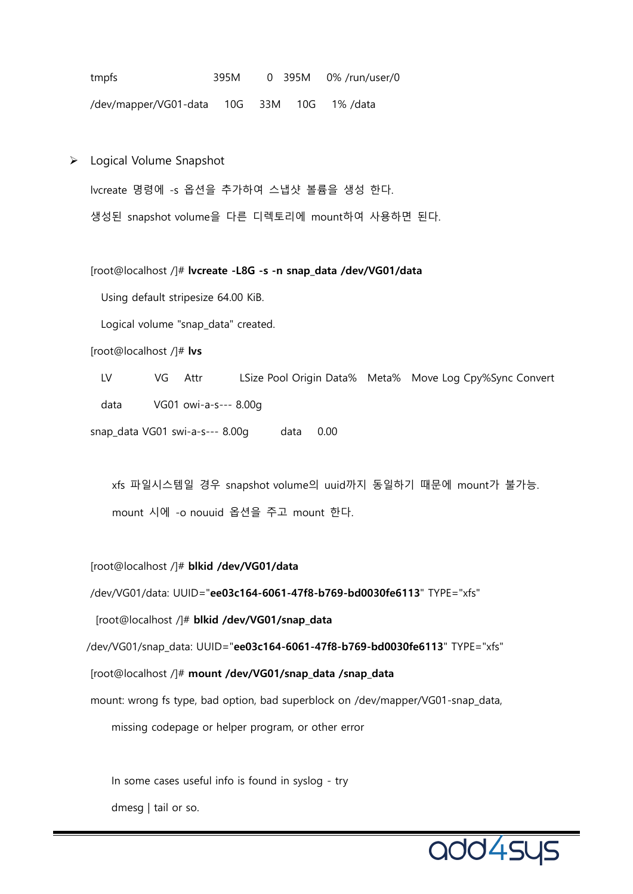```
tmpfs                    395M      0  395M    0% /run/user/0
/dev/mapper/VG01-data    10G    33M    10G    1% /data
```

- Logical Volume Snapshot

  lvcreate 명령에 -s 옵션을 추가하여 스냅샷 볼륨을 생성 한다.

  생성된 snapshot volume을 다른 디렉토리에 mount하여 사용하면 된다.

```
[root@localhost /]# lvcreate -L8G -s -n snap_data /dev/VG01/data
  Using default stripesize 64.00 KiB.
  Logical volume "snap_data" created.
[root@localhost /]# lvs
  LV        VG    Attr       LSize Pool Origin Data%  Meta%  Move Log Cpy%Sync Convert
  data      VG01 owi-a-s--- 8.00g
snap_data VG01 swi-a-s--- 8.00g       data    0.00
```

xfs 파일시스템일 경우 snapshot volume의 uuid까지 동일하기 때문에 mount가 불가능.

mount 시에 -o nouuid 옵션을 주고 mount 한다.

```
[root@localhost /]# blkid /dev/VG01/data
/dev/VG01/data: UUID="ee03c164-6061-47f8-b769-bd0030fe6113" TYPE="xfs"
[root@localhost /]# blkid /dev/VG01/snap_data
/dev/VG01/snap_data: UUID="ee03c164-6061-47f8-b769-bd0030fe6113" TYPE="xfs"
[root@localhost /]# mount /dev/VG01/snap_data /snap_data
mount: wrong fs type, bad option, bad superblock on /dev/mapper/VG01-snap_data,
       missing codepage or helper program, or other error

       In some cases useful info is found in syslog - try
       dmesg | tail or so.
```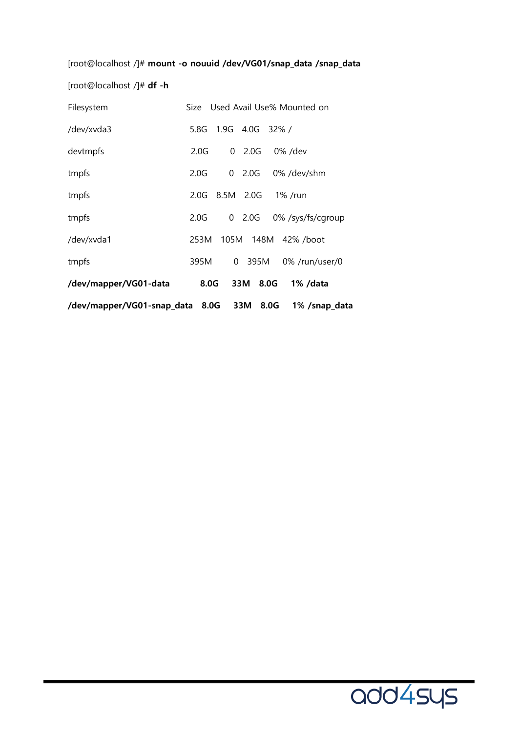[root@localhost /]# **mount -o nouuid /dev/VG01/snap_data /snap_data**

[root@localhost /]# **df -h**

```
Filesystem                  Size  Used Avail Use% Mounted on
/dev/xvda3                  5.8G  1.9G  4.0G  32% /
devtmpfs                    2.0G     0  2.0G   0% /dev
tmpfs                       2.0G     0  2.0G   0% /dev/shm
tmpfs                       2.0G  8.5M  2.0G   1% /run
tmpfs                       2.0G     0  2.0G   0% /sys/fs/cgroup
/dev/xvda1                  253M  105M  148M  42% /boot
tmpfs                       395M     0  395M   0% /run/user/0
/dev/mapper/VG01-data       8.0G   33M  8.0G   1% /data
/dev/mapper/VG01-snap_data  8.0G   33M  8.0G   1% /snap_data
```